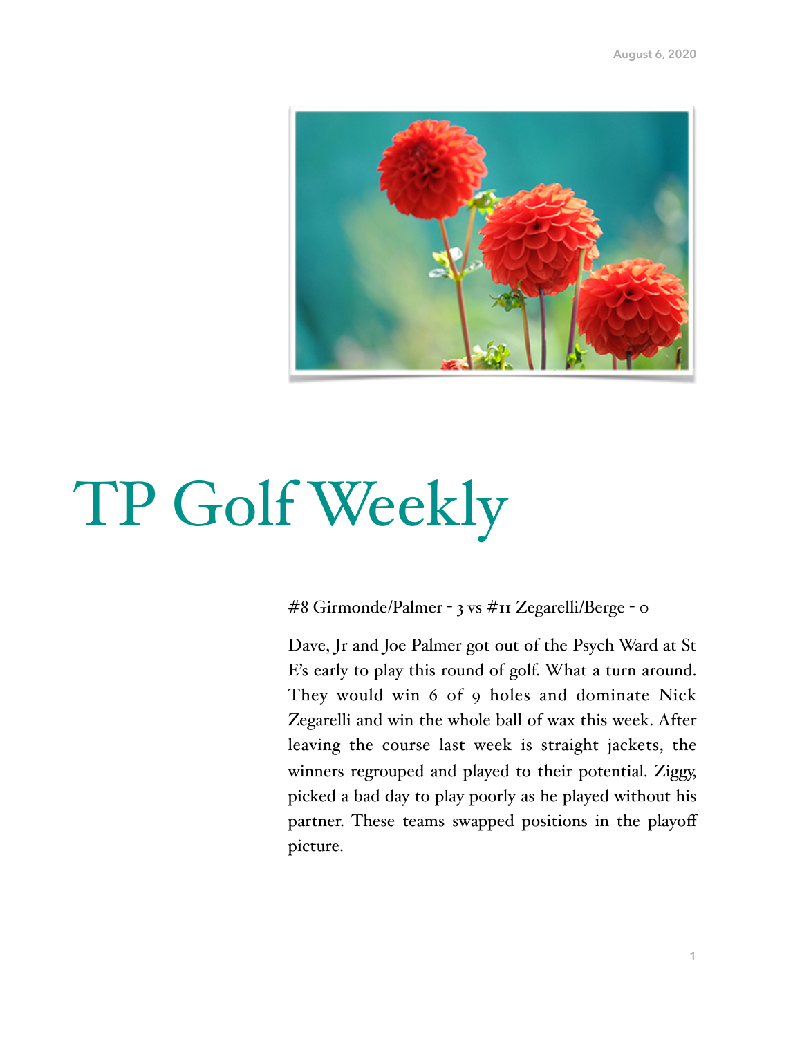August 6, 2020

# TP Golf Weekly

#8 Girmonde/Palmer - 3 vs #11 Zegarelli/Berge - 0

Dave, Jr and Joe Palmer got out of the Psych Ward at St E's early to play this round of golf. What a turn around. They would win 6 of 9 holes and dominate Nick Zegarelli and win the whole ball of wax this week. After leaving the course last week is straight jackets, the winners regrouped and played to their potential. Ziggy, picked a bad day to play poorly as he played without his partner. These teams swapped positions in the playoff picture.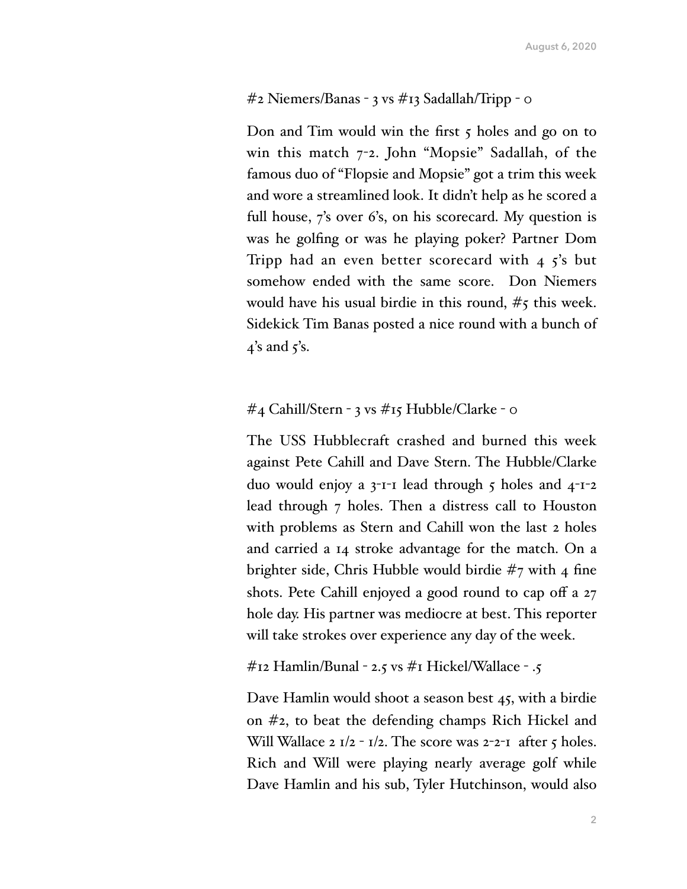#2 Niemers/Banas - 3 vs #13 Sadallah/Tripp - 0

Don and Tim would win the first 5 holes and go on to win this match 7-2. John "Mopsie" Sadallah, of the famous duo of "Flopsie and Mopsie" got a trim this week and wore a streamlined look. It didn't help as he scored a full house, 7's over 6's, on his scorecard. My question is was he golfing or was he playing poker? Partner Dom Tripp had an even better scorecard with 4 5's but somehow ended with the same score. Don Niemers would have his usual birdie in this round, #5 this week. Sidekick Tim Banas posted a nice round with a bunch of 4's and 5's.

#4 Cahill/Stern - 3 vs #15 Hubble/Clarke - 0

The USS Hubblecraft crashed and burned this week against Pete Cahill and Dave Stern. The Hubble/Clarke duo would enjoy a 3-1-1 lead through 5 holes and 4-1-2 lead through 7 holes. Then a distress call to Houston with problems as Stern and Cahill won the last 2 holes and carried a 14 stroke advantage for the match. On a brighter side, Chris Hubble would birdie #7 with 4 fine shots. Pete Cahill enjoyed a good round to cap off a 27 hole day. His partner was mediocre at best. This reporter will take strokes over experience any day of the week.

#12 Hamlin/Bunal - 2.5 vs #1 Hickel/Wallace - .5

Dave Hamlin would shoot a season best 45, with a birdie on #2, to beat the defending champs Rich Hickel and Will Wallace 2 1/2 - 1/2. The score was 2-2-1 after 5 holes. Rich and Will were playing nearly average golf while Dave Hamlin and his sub, Tyler Hutchinson, would also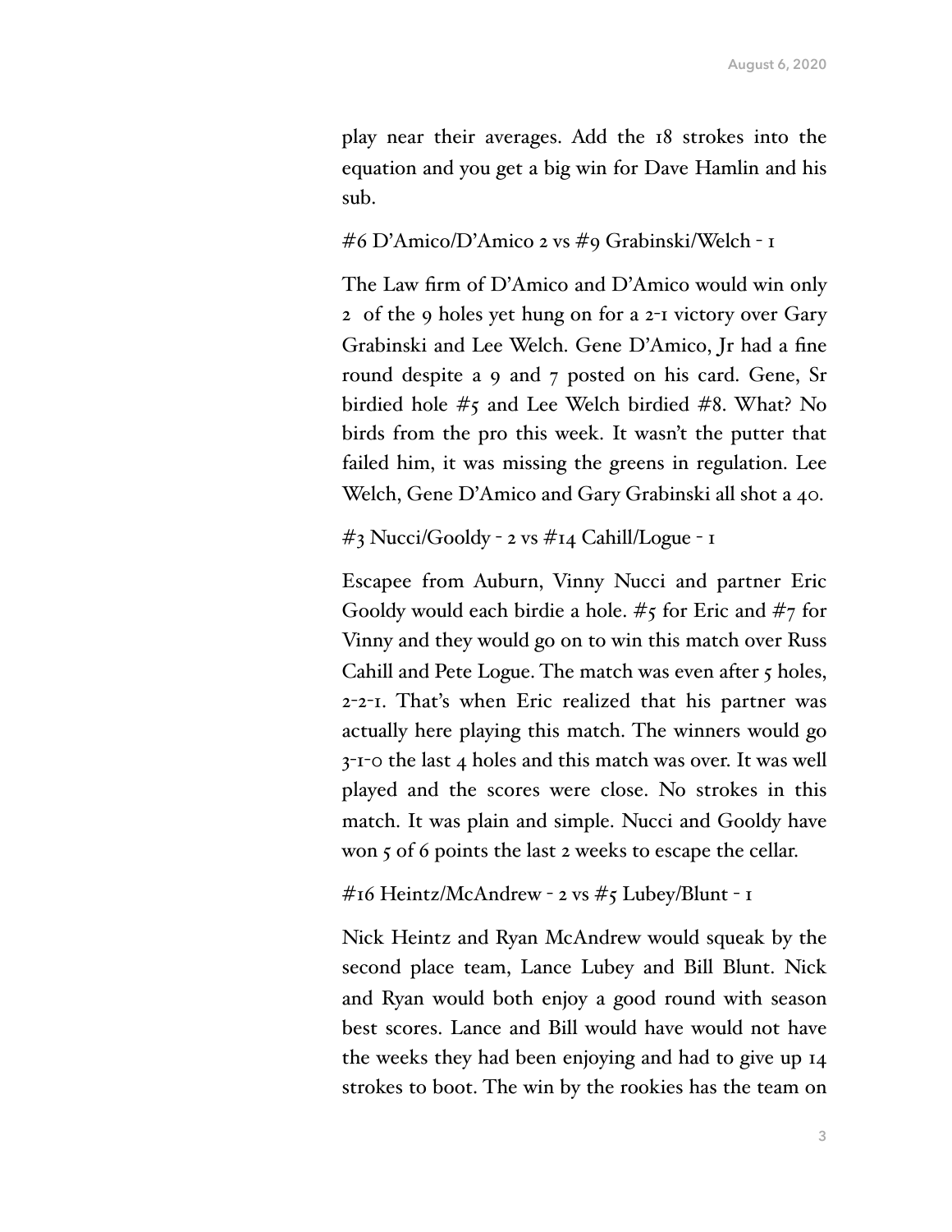play near their averages. Add the 18 strokes into the equation and you get a big win for Dave Hamlin and his sub.

#6 D'Amico/D'Amico 2 vs #9 Grabinski/Welch - 1

The Law firm of D'Amico and D'Amico would win only 2 of the 9 holes yet hung on for a 2-1 victory over Gary Grabinski and Lee Welch. Gene D'Amico, Jr had a fine round despite a 9 and 7 posted on his card. Gene, Sr birdied hole #5 and Lee Welch birdied #8. What? No birds from the pro this week. It wasn't the putter that failed him, it was missing the greens in regulation. Lee Welch, Gene D'Amico and Gary Grabinski all shot a 40.

#3 Nucci/Gooldy - 2 vs #14 Cahill/Logue - 1

Escapee from Auburn, Vinny Nucci and partner Eric Gooldy would each birdie a hole. #5 for Eric and #7 for Vinny and they would go on to win this match over Russ Cahill and Pete Logue. The match was even after 5 holes, 2-2-1. That's when Eric realized that his partner was actually here playing this match. The winners would go 3-1-0 the last 4 holes and this match was over. It was well played and the scores were close. No strokes in this match. It was plain and simple. Nucci and Gooldy have won 5 of 6 points the last 2 weeks to escape the cellar.

#16 Heintz/McAndrew - 2 vs #5 Lubey/Blunt - 1

Nick Heintz and Ryan McAndrew would squeak by the second place team, Lance Lubey and Bill Blunt. Nick and Ryan would both enjoy a good round with season best scores. Lance and Bill would have would not have the weeks they had been enjoying and had to give up 14 strokes to boot. The win by the rookies has the team on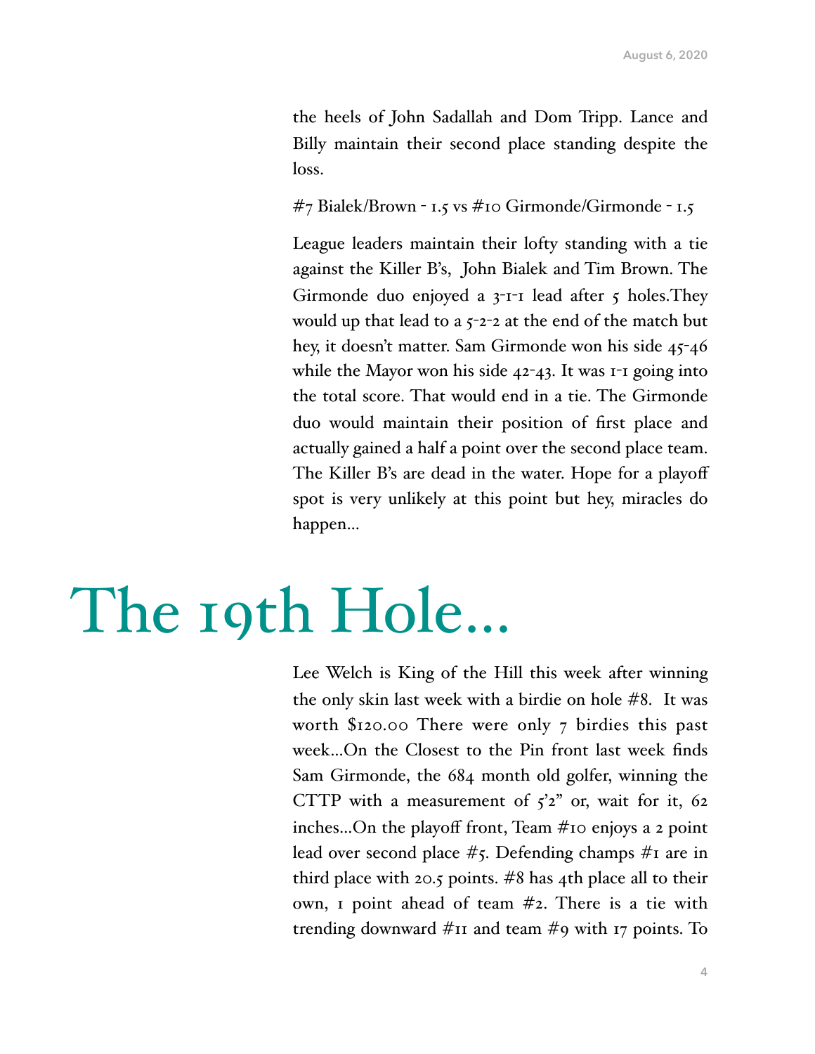the heels of John Sadallah and Dom Tripp. Lance and Billy maintain their second place standing despite the loss.

#7 Bialek/Brown - 1.5 vs #10 Girmonde/Girmonde - 1.5

League leaders maintain their lofty standing with a tie against the Killer B's, John Bialek and Tim Brown. The Girmonde duo enjoyed a 3-1-1 lead after 5 holes.They would up that lead to a 5-2-2 at the end of the match but hey, it doesn't matter. Sam Girmonde won his side 45-46 while the Mayor won his side 42-43. It was 1-1 going into the total score. That would end in a tie. The Girmonde duo would maintain their position of first place and actually gained a half a point over the second place team. The Killer B's are dead in the water. Hope for a playoff spot is very unlikely at this point but hey, miracles do happen…

# The 19th Hole…

Lee Welch is King of the Hill this week after winning the only skin last week with a birdie on hole #8. It was worth $120.00 There were only 7 birdies this past week…On the Closest to the Pin front last week finds Sam Girmonde, the 684 month old golfer, winning the CTTP with a measurement of 5'2" or, wait for it, 62 inches…On the playoff front, Team #10 enjoys a 2 point lead over second place #5. Defending champs #1 are in third place with 20.5 points. #8 has 4th place all to their own, 1 point ahead of team #2. There is a tie with trending downward #11 and team #9 with 17 points. To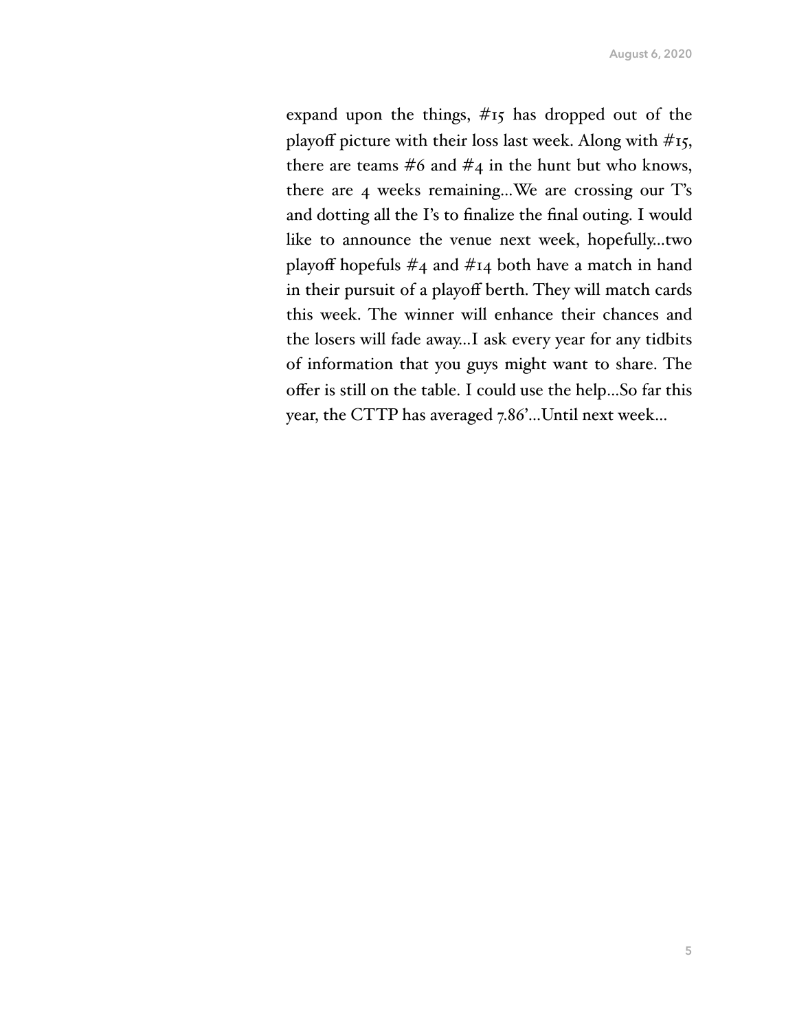expand upon the things, #15 has dropped out of the playoff picture with their loss last week. Along with #15, there are teams #6 and #4 in the hunt but who knows, there are 4 weeks remaining…We are crossing our T's and dotting all the I's to finalize the final outing. I would like to announce the venue next week, hopefully…two playoff hopefuls #4 and #14 both have a match in hand in their pursuit of a playoff berth. They will match cards this week. The winner will enhance their chances and the losers will fade away…I ask every year for any tidbits of information that you guys might want to share. The offer is still on the table. I could use the help…So far this year, the CTTP has averaged 7.86'…Until next week…